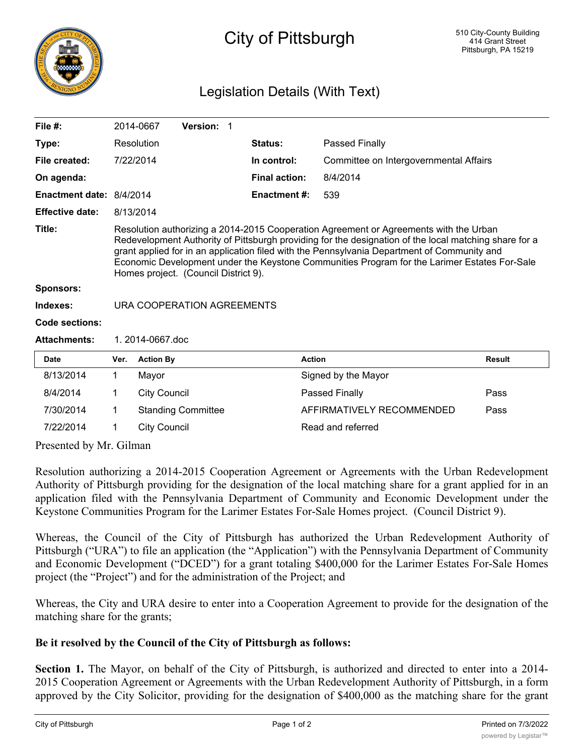# City of Pittsburgh

510 City-County Building
414 Grant Street
Pittsburgh, PA 15219

## Legislation Details (With Text)

| | | | |
|---|---|---|---|
| **File #:** | 2014-0667 **Version:** 1 | | |
| **Type:** | Resolution | **Status:** | Passed Finally |
| **File created:** | 7/22/2014 | **In control:** | Committee on Intergovernmental Affairs |
| **On agenda:** | | **Final action:** | 8/4/2014 |
| **Enactment date:** | 8/4/2014 | **Enactment #:** | 539 |
| **Effective date:** | 8/13/2014 | | |

**Title:** Resolution authorizing a 2014-2015 Cooperation Agreement or Agreements with the Urban Redevelopment Authority of Pittsburgh providing for the designation of the local matching share for a grant applied for in an application filed with the Pennsylvania Department of Community and Economic Development under the Keystone Communities Program for the Larimer Estates For-Sale Homes project. (Council District 9).

**Sponsors:**

**Indexes:** URA COOPERATION AGREEMENTS

**Code sections:**

**Attachments:** 1. 2014-0667.doc

| Date | Ver. | Action By | Action | Result |
|---|---|---|---|---|
| 8/13/2014 | 1 | Mayor | Signed by the Mayor | |
| 8/4/2014 | 1 | City Council | Passed Finally | Pass |
| 7/30/2014 | 1 | Standing Committee | AFFIRMATIVELY RECOMMENDED | Pass |
| 7/22/2014 | 1 | City Council | Read and referred | |

Presented by Mr. Gilman

Resolution authorizing a 2014-2015 Cooperation Agreement or Agreements with the Urban Redevelopment Authority of Pittsburgh providing for the designation of the local matching share for a grant applied for in an application filed with the Pennsylvania Department of Community and Economic Development under the Keystone Communities Program for the Larimer Estates For-Sale Homes project. (Council District 9).

Whereas, the Council of the City of Pittsburgh has authorized the Urban Redevelopment Authority of Pittsburgh ("URA") to file an application (the "Application") with the Pennsylvania Department of Community and Economic Development ("DCED") for a grant totaling $400,000 for the Larimer Estates For-Sale Homes project (the "Project") and for the administration of the Project; and

Whereas, the City and URA desire to enter into a Cooperation Agreement to provide for the designation of the matching share for the grants;

**Be it resolved by the Council of the City of Pittsburgh as follows:**

**Section 1.** The Mayor, on behalf of the City of Pittsburgh, is authorized and directed to enter into a 2014-2015 Cooperation Agreement or Agreements with the Urban Redevelopment Authority of Pittsburgh, in a form approved by the City Solicitor, providing for the designation of $400,000 as the matching share for the grant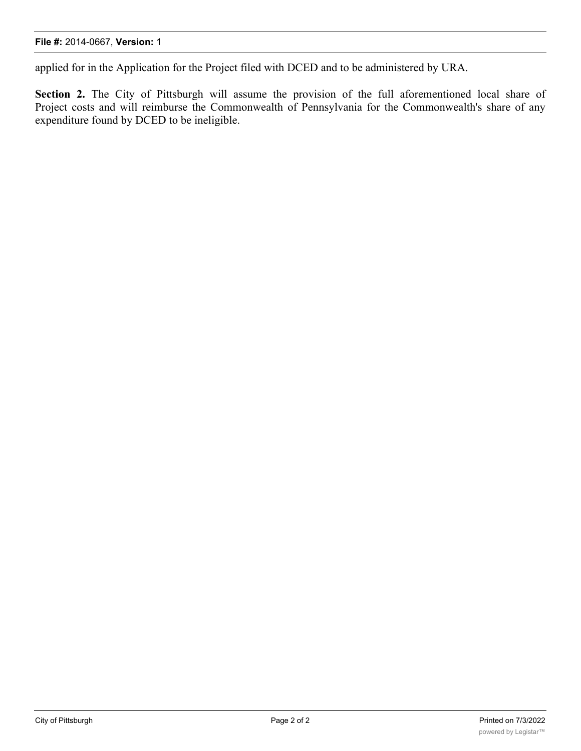applied for in the Application for the Project filed with DCED and to be administered by URA.

**Section 2.** The City of Pittsburgh will assume the provision of the full aforementioned local share of Project costs and will reimburse the Commonwealth of Pennsylvania for the Commonwealth's share of any expenditure found by DCED to be ineligible.